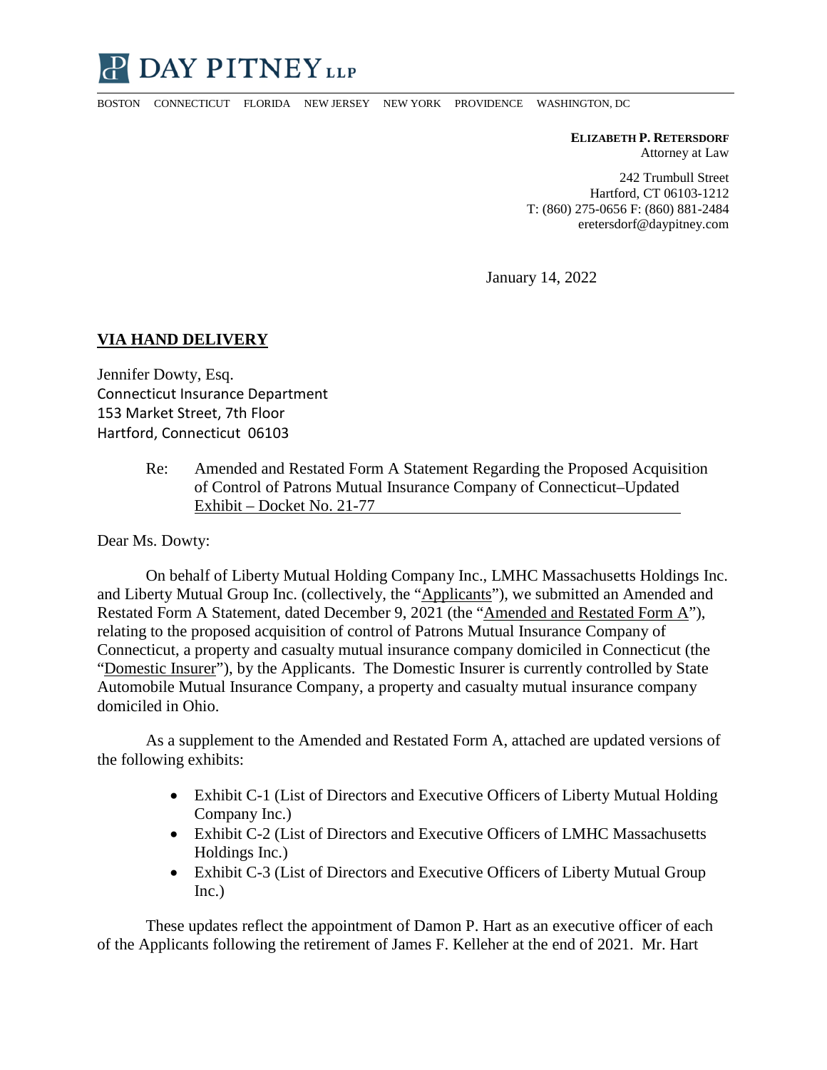# DAY PITNEY LLP

BOSTON CONNECTICUT FLORIDA NEW JERSEY NEW YORK PROVIDENCE WASHINGTON, DC

**ELIZABETH P. RETERSDORF**
Attorney at Law

242 Trumbull Street
Hartford, CT 06103-1212
T: (860) 275-0656 F: (860) 881-2484
eretersdorf@daypitney.com

January 14, 2022

**VIA HAND DELIVERY**

Jennifer Dowty, Esq.
Connecticut Insurance Department
153 Market Street, 7th Floor
Hartford, Connecticut 06103

Re: Amended and Restated Form A Statement Regarding the Proposed Acquisition of Control of Patrons Mutual Insurance Company of Connecticut–Updated Exhibit – Docket No. 21-77

Dear Ms. Dowty:

On behalf of Liberty Mutual Holding Company Inc., LMHC Massachusetts Holdings Inc. and Liberty Mutual Group Inc. (collectively, the "Applicants"), we submitted an Amended and Restated Form A Statement, dated December 9, 2021 (the "Amended and Restated Form A"), relating to the proposed acquisition of control of Patrons Mutual Insurance Company of Connecticut, a property and casualty mutual insurance company domiciled in Connecticut (the "Domestic Insurer"), by the Applicants. The Domestic Insurer is currently controlled by State Automobile Mutual Insurance Company, a property and casualty mutual insurance company domiciled in Ohio.

As a supplement to the Amended and Restated Form A, attached are updated versions of the following exhibits:

- Exhibit C-1 (List of Directors and Executive Officers of Liberty Mutual Holding Company Inc.)
- Exhibit C-2 (List of Directors and Executive Officers of LMHC Massachusetts Holdings Inc.)
- Exhibit C-3 (List of Directors and Executive Officers of Liberty Mutual Group Inc.)

These updates reflect the appointment of Damon P. Hart as an executive officer of each of the Applicants following the retirement of James F. Kelleher at the end of 2021. Mr. Hart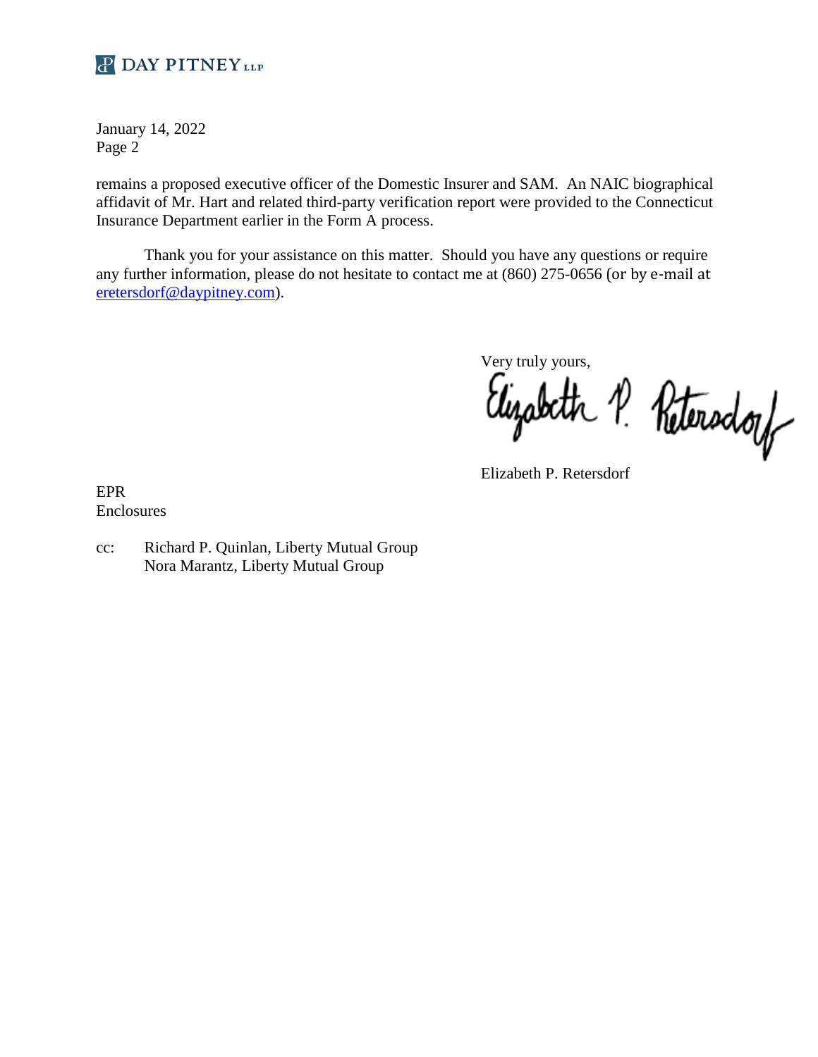remains a proposed executive officer of the Domestic Insurer and SAM. An NAIC biographical affidavit of Mr. Hart and related third-party verification report were provided to the Connecticut Insurance Department earlier in the Form A process.

Thank you for your assistance on this matter. Should you have any questions or require any further information, please do not hesitate to contact me at (860) 275-0656 (or by e-mail at eretersdorf@daypitney.com).

Very truly yours,

Elizabeth P. Retersdorf

Elizabeth P. Retersdorf

EPR
Enclosures

cc: Richard P. Quinlan, Liberty Mutual Group
Nora Marantz, Liberty Mutual Group